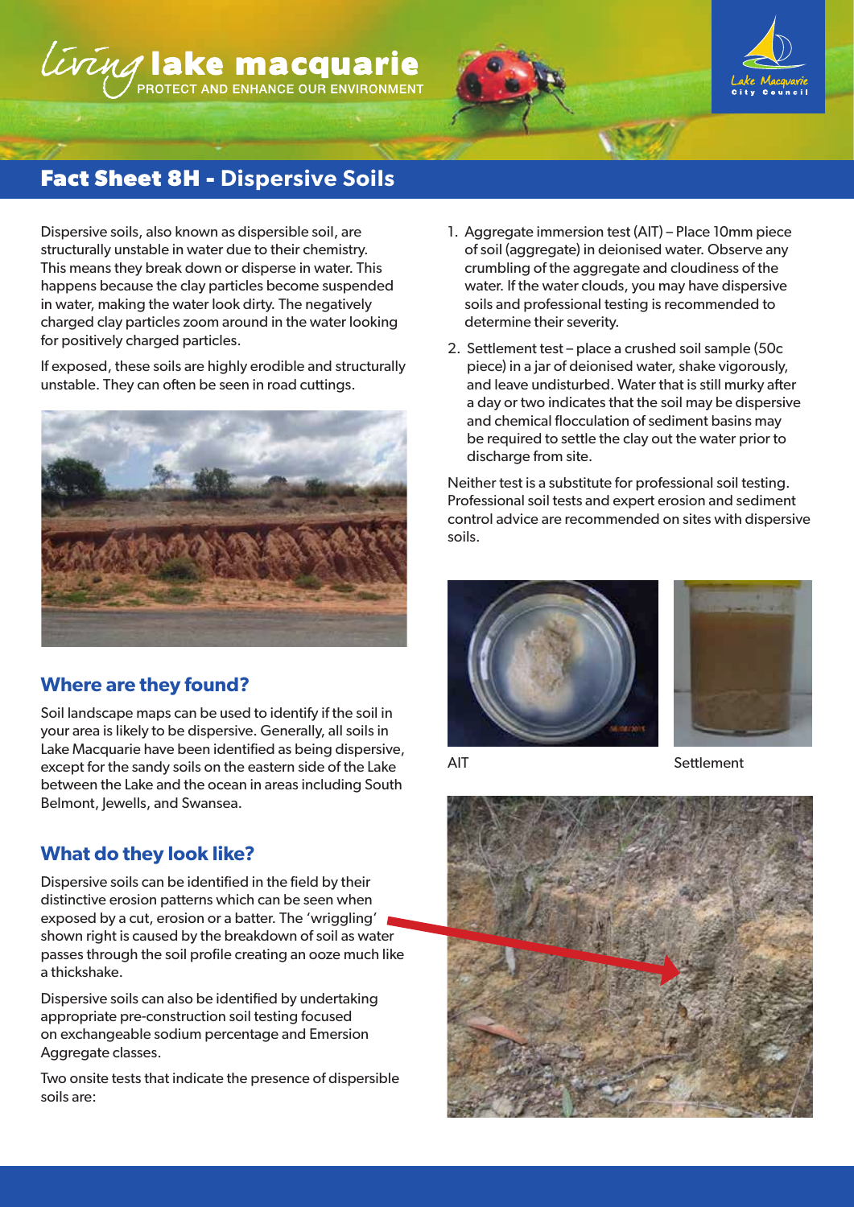# Fact Sheet 8H - Dispersive Soils

Dispersive soils, also known as dispersible soil, are structurally unstable in water due to their chemistry. This means they break down or disperse in water. This happens because the clay particles become suspended in water, making the water look dirty. The negatively charged clay particles zoom around in the water looking for positively charged particles.

If exposed, these soils are highly erodible and structurally unstable. They can often be seen in road cuttings.

## Where are they found?

Soil landscape maps can be used to identify if the soil in your area is likely to be dispersive. Generally, all soils in Lake Macquarie have been identified as being dispersive, except for the sandy soils on the eastern side of the Lake between the Lake and the ocean in areas including South Belmont, Jewells, and Swansea.

## What do they look like?

Dispersive soils can be identified in the field by their distinctive erosion patterns which can be seen when exposed by a cut, erosion or a batter. The 'wriggling' shown right is caused by the breakdown of soil as water passes through the soil profile creating an ooze much like a thickshake.

Dispersive soils can also be identified by undertaking appropriate pre-construction soil testing focused on exchangeable sodium percentage and Emersion Aggregate classes.

Two onsite tests that indicate the presence of dispersible soils are:

1. Aggregate immersion test (AIT) – Place 10mm piece of soil (aggregate) in deionised water. Observe any crumbling of the aggregate and cloudiness of the water. If the water clouds, you may have dispersive soils and professional testing is recommended to determine their severity.
2. Settlement test – place a crushed soil sample (50c piece) in a jar of deionised water, shake vigorously, and leave undisturbed. Water that is still murky after a day or two indicates that the soil may be dispersive and chemical flocculation of sediment basins may be required to settle the clay out the water prior to discharge from site.

Neither test is a substitute for professional soil testing. Professional soil tests and expert erosion and sediment control advice are recommended on sites with dispersive soils.

AIT

Settlement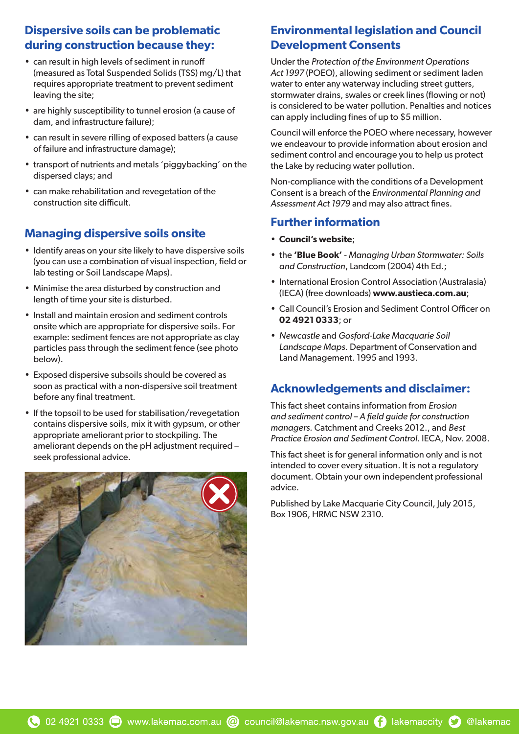## Dispersive soils can be problematic during construction because they:

- can result in high levels of sediment in runoff (measured as Total Suspended Solids (TSS) mg/L) that requires appropriate treatment to prevent sediment leaving the site;
- are highly susceptibility to tunnel erosion (a cause of dam, and infrastructure failure);
- can result in severe rilling of exposed batters (a cause of failure and infrastructure damage);
- transport of nutrients and metals 'piggybacking' on the dispersed clays; and
- can make rehabilitation and revegetation of the construction site difficult.

## Managing dispersive soils onsite

- Identify areas on your site likely to have dispersive soils (you can use a combination of visual inspection, field or lab testing or Soil Landscape Maps).
- Minimise the area disturbed by construction and length of time your site is disturbed.
- Install and maintain erosion and sediment controls onsite which are appropriate for dispersive soils. For example: sediment fences are not appropriate as clay particles pass through the sediment fence (see photo below).
- Exposed dispersive subsoils should be covered as soon as practical with a non-dispersive soil treatment before any final treatment.
- If the topsoil to be used for stabilisation/revegetation contains dispersive soils, mix it with gypsum, or other appropriate ameliorant prior to stockpiling. The ameliorant depends on the pH adjustment required – seek professional advice.

## Environmental legislation and Council Development Consents

Under the *Protection of the Environment Operations Act 1997* (POEO), allowing sediment or sediment laden water to enter any waterway including street gutters, stormwater drains, swales or creek lines (flowing or not) is considered to be water pollution. Penalties and notices can apply including fines of up to $5 million.

Council will enforce the POEO where necessary, however we endeavour to provide information about erosion and sediment control and encourage you to help us protect the Lake by reducing water pollution.

Non-compliance with the conditions of a Development Consent is a breach of the *Environmental Planning and Assessment Act 1979* and may also attract fines.

## Further information

- **Council's website**;
- the **'Blue Book'** - *Managing Urban Stormwater: Soils and Construction*, Landcom (2004) 4th Ed.;
- International Erosion Control Association (Australasia) (IECA) (free downloads) **www.austieca.com.au**;
- Call Council's Erosion and Sediment Control Officer on **02 4921 0333**; or
- *Newcastle* and *Gosford-Lake Macquarie Soil Landscape Maps*. Department of Conservation and Land Management. 1995 and 1993.

## Acknowledgements and disclaimer:

This fact sheet contains information from *Erosion and sediment control – A field guide for construction managers.* Catchment and Creeks 2012., and *Best Practice Erosion and Sediment Control.* IECA, Nov. 2008.

This fact sheet is for general information only and is not intended to cover every situation. It is not a regulatory document. Obtain your own independent professional advice.

Published by Lake Macquarie City Council, July 2015, Box 1906, HRMC NSW 2310.

02 4921 0333 www.lakemac.com.au council@lakemac.nsw.gov.au lakemaccity @lakemac